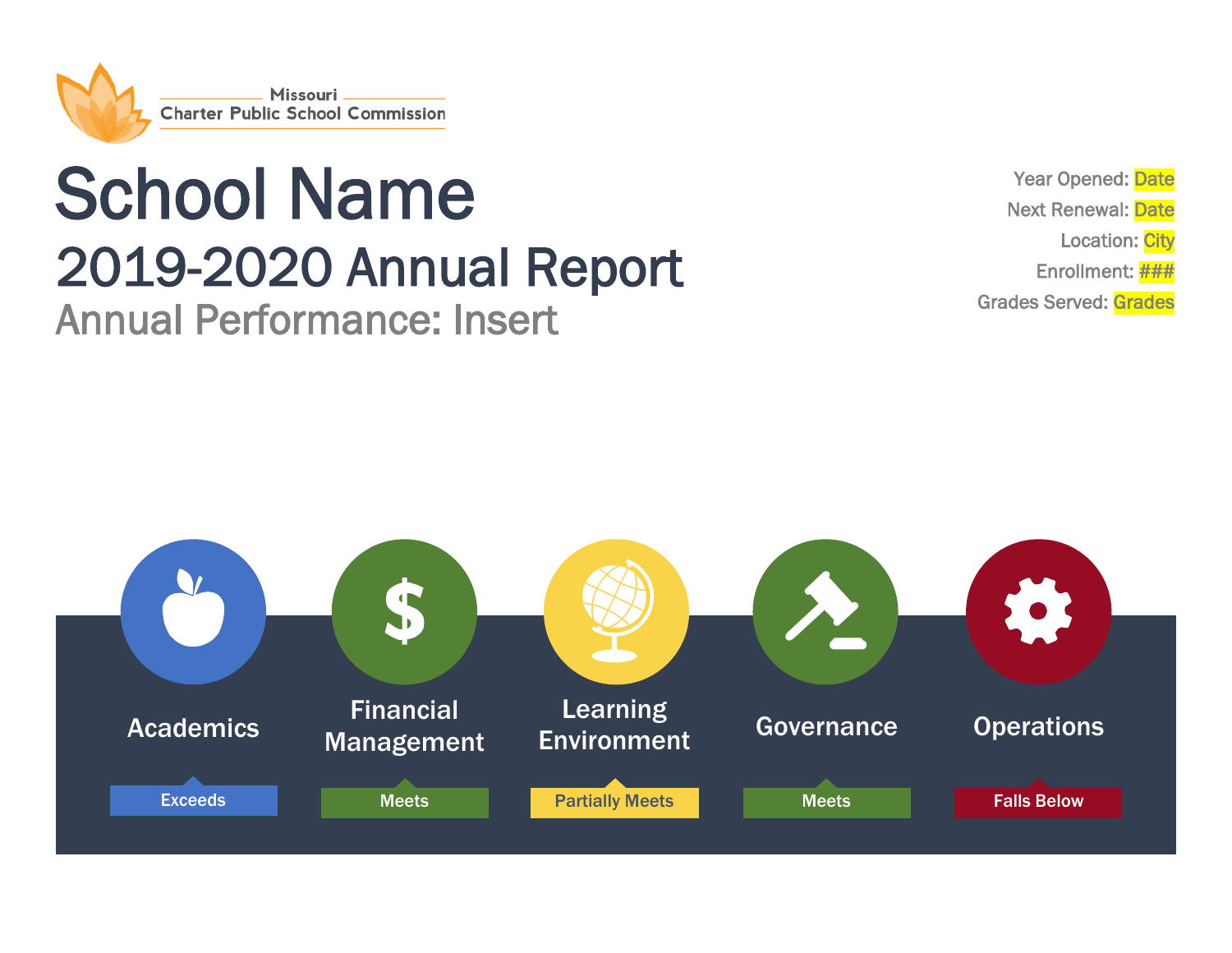Missouri Charter Public School Commission

# School Name

## 2019-2020 Annual Report

### Annual Performance: Insert

Year Opened: Date
Next Renewal: Date
Location: City
Enrollment: ###
Grades Served: Grades

| Academics | Financial Management | Learning Environment | Governance | Operations |
|---|---|---|---|---|
| Exceeds | Meets | Partially Meets | Meets | Falls Below |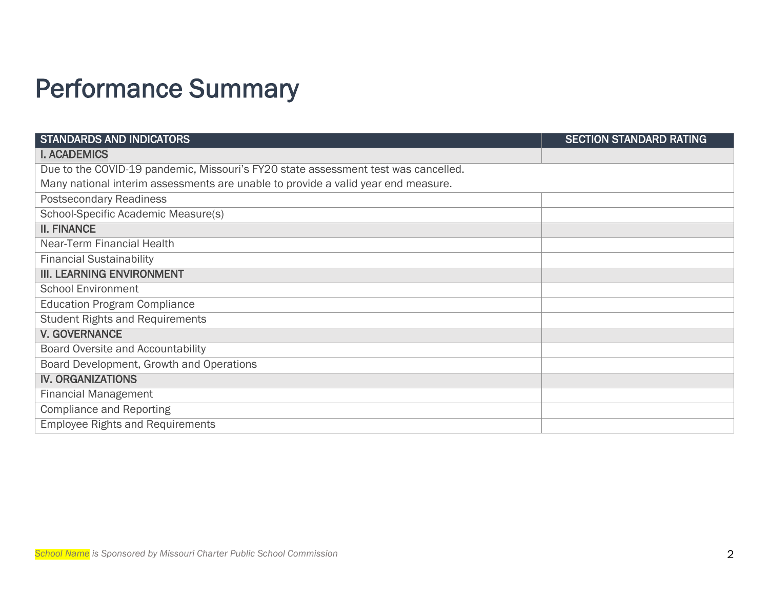# Performance Summary

| STANDARDS AND INDICATORS | SECTION STANDARD RATING |
|---|---|
| **I. ACADEMICS** | |
| Due to the COVID-19 pandemic, Missouri's FY20 state assessment test was cancelled. Many national interim assessments are unable to provide a valid year end measure. | |
| Postsecondary Readiness | |
| School-Specific Academic Measure(s) | |
| **II. FINANCE** | |
| Near-Term Financial Health | |
| Financial Sustainability | |
| **III. LEARNING ENVIRONMENT** | |
| School Environment | |
| Education Program Compliance | |
| Student Rights and Requirements | |
| **V. GOVERNANCE** | |
| Board Oversite and Accountability | |
| Board Development, Growth and Operations | |
| **IV. ORGANIZATIONS** | |
| Financial Management | |
| Compliance and Reporting | |
| Employee Rights and Requirements | |

*School Name is Sponsored by Missouri Charter Public School Commission*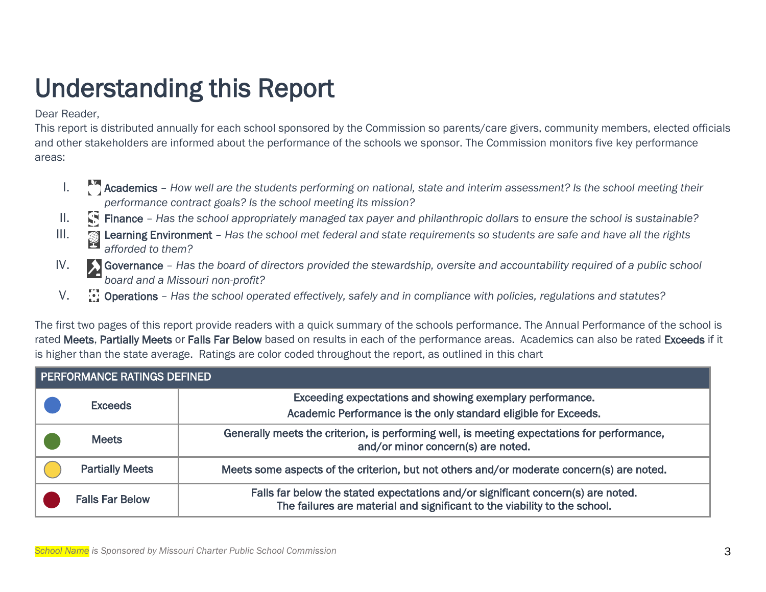# Understanding this Report

Dear Reader,

This report is distributed annually for each school sponsored by the Commission so parents/care givers, community members, elected officials and other stakeholders are informed about the performance of the schools we sponsor. The Commission monitors five key performance areas:

I. **Academics** – *How well are the students performing on national, state and interim assessment? Is the school meeting their performance contract goals? Is the school meeting its mission?*

II. **Finance** – *Has the school appropriately managed tax payer and philanthropic dollars to ensure the school is sustainable?*

III. **Learning Environment** – *Has the school met federal and state requirements so students are safe and have all the rights afforded to them?*

IV. **Governance** – *Has the board of directors provided the stewardship, oversite and accountability required of a public school board and a Missouri non-profit?*

V. **Operations** – *Has the school operated effectively, safely and in compliance with policies, regulations and statutes?*

The first two pages of this report provide readers with a quick summary of the schools performance. The Annual Performance of the school is rated **Meets**, **Partially Meets** or **Falls Far Below** based on results in each of the performance areas. Academics can also be rated **Exceeds** if it is higher than the state average. Ratings are color coded throughout the report, as outlined in this chart

| PERFORMANCE RATINGS DEFINED | |
|---|---|
| Exceeds (blue) | Exceeding expectations and showing exemplary performance. Academic Performance is the only standard eligible for Exceeds. |
| Meets (green) | Generally meets the criterion, is performing well, is meeting expectations for performance, and/or minor concern(s) are noted. |
| Partially Meets (yellow) | Meets some aspects of the criterion, but not others and/or moderate concern(s) are noted. |
| Falls Far Below (red) | Falls far below the stated expectations and/or significant concern(s) are noted. The failures are material and significant to the viability to the school. |

*School Name is Sponsored by Missouri Charter Public School Commission*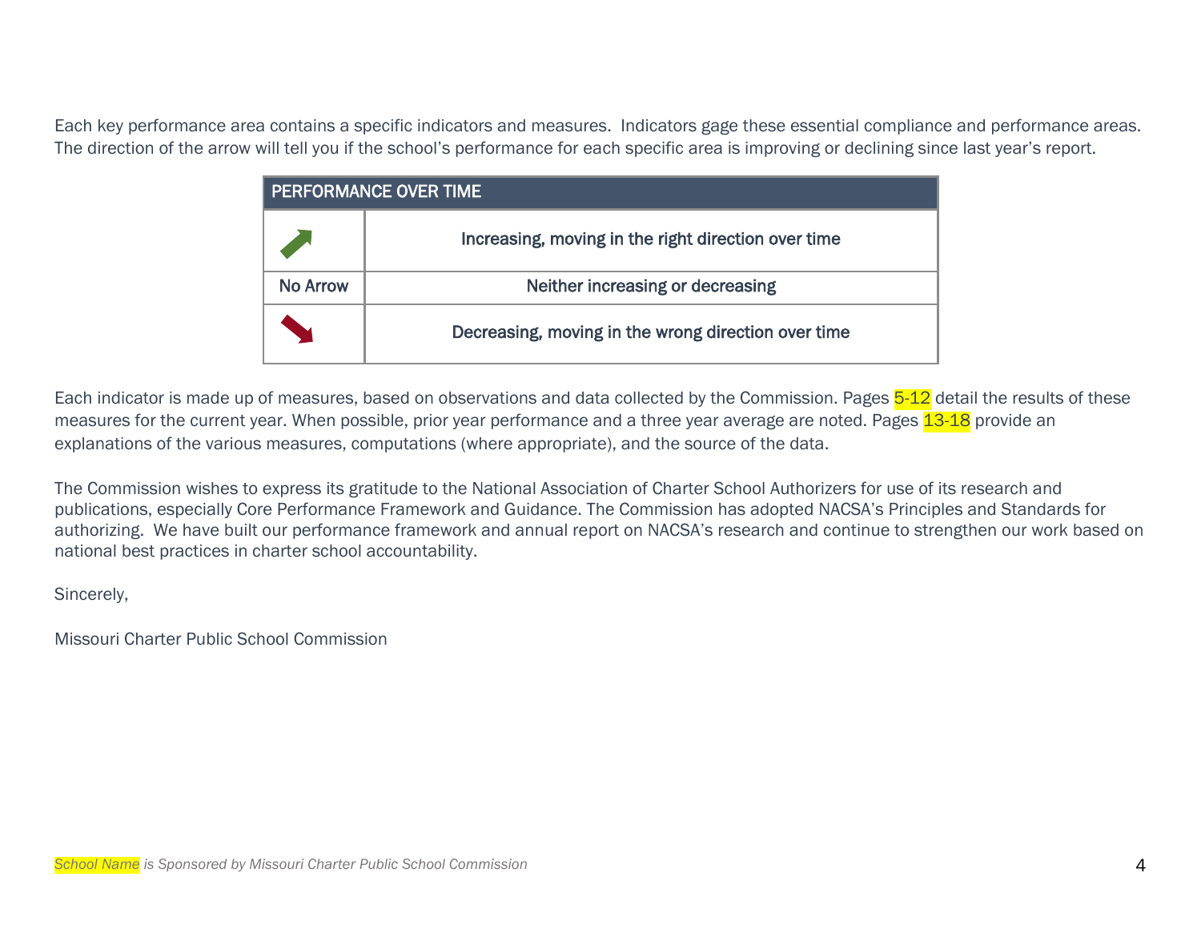Each key performance area contains a specific indicators and measures.  Indicators gage these essential compliance and performance areas. The direction of the arrow will tell you if the school's performance for each specific area is improving or declining since last year's report.

| PERFORMANCE OVER TIME | |
|---|---|
| ↗ | Increasing, moving in the right direction over time |
| No Arrow | Neither increasing or decreasing |
| ↘ | Decreasing, moving in the wrong direction over time |

Each indicator is made up of measures, based on observations and data collected by the Commission. Pages 5-12 detail the results of these measures for the current year. When possible, prior year performance and a three year average are noted. Pages 13-18 provide an explanations of the various measures, computations (where appropriate), and the source of the data.

The Commission wishes to express its gratitude to the National Association of Charter School Authorizers for use of its research and publications, especially Core Performance Framework and Guidance. The Commission has adopted NACSA's Principles and Standards for authorizing.  We have built our performance framework and annual report on NACSA's research and continue to strengthen our work based on national best practices in charter school accountability.

Sincerely,

Missouri Charter Public School Commission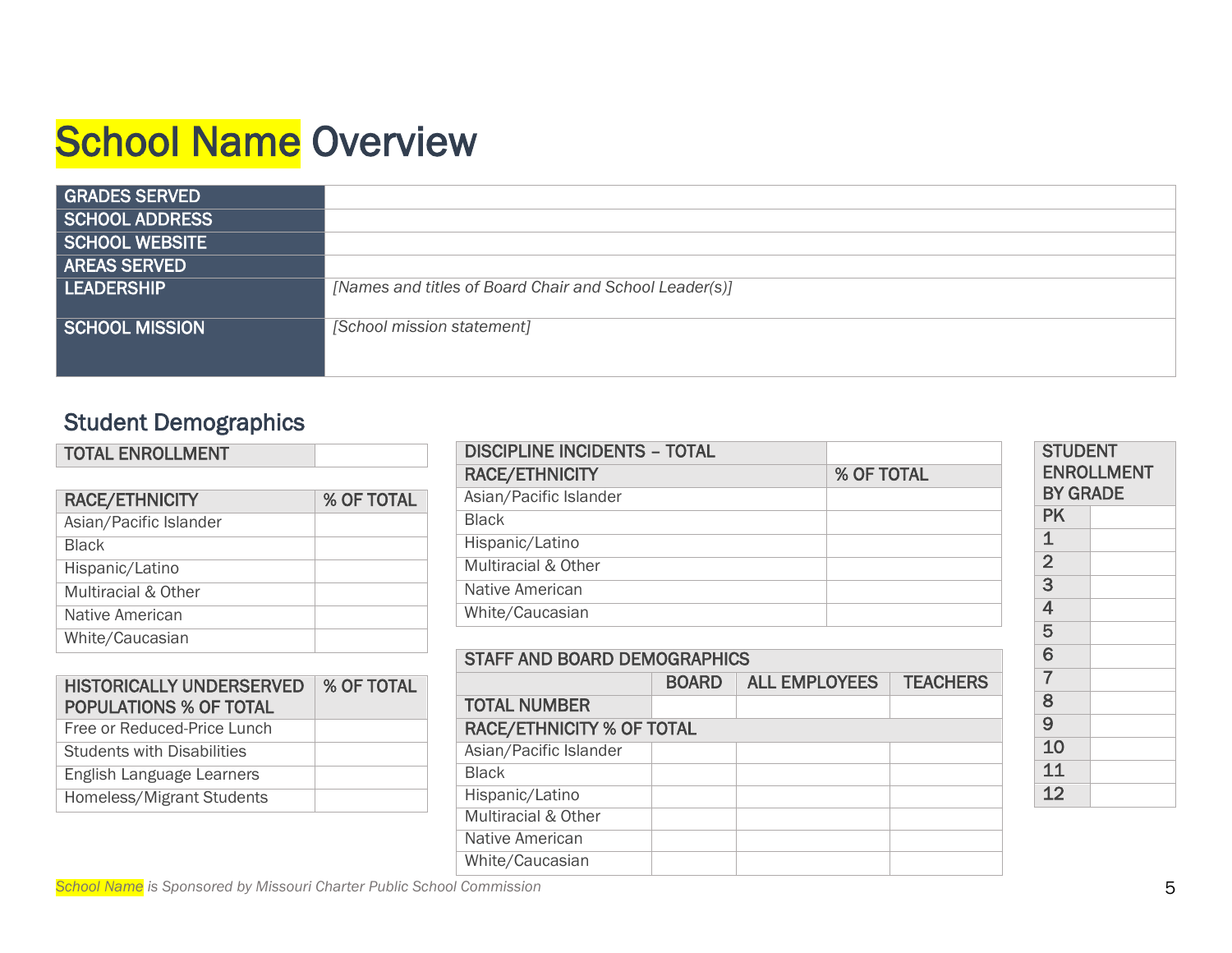# School Name Overview

| GRADES SERVED | |
|---|---|
| SCHOOL ADDRESS | |
| SCHOOL WEBSITE | |
| AREAS SERVED | |
| LEADERSHIP | *[Names and titles of Board Chair and School Leader(s)]* |
| SCHOOL MISSION | *[School mission statement]* |

## Student Demographics

| TOTAL ENROLLMENT | |
|---|---|

| RACE/ETHNICITY | % OF TOTAL |
|---|---|
| Asian/Pacific Islander | |
| Black | |
| Hispanic/Latino | |
| Multiracial & Other | |
| Native American | |
| White/Caucasian | |

| HISTORICALLY UNDERSERVED POPULATIONS % OF TOTAL | % OF TOTAL |
|---|---|
| Free or Reduced-Price Lunch | |
| Students with Disabilities | |
| English Language Learners | |
| Homeless/Migrant Students | |

| DISCIPLINE INCIDENTS – TOTAL | |
|---|---|
| RACE/ETHNICITY | % OF TOTAL |
| Asian/Pacific Islander | |
| Black | |
| Hispanic/Latino | |
| Multiracial & Other | |
| Native American | |
| White/Caucasian | |

| STAFF AND BOARD DEMOGRAPHICS | | | |
|---|---|---|---|
| | BOARD | ALL EMPLOYEES | TEACHERS |
| TOTAL NUMBER | | | |
| RACE/ETHNICITY % OF TOTAL | | | |
| Asian/Pacific Islander | | | |
| Black | | | |
| Hispanic/Latino | | | |
| Multiracial & Other | | | |
| Native American | | | |
| White/Caucasian | | | |

| STUDENT ENROLLMENT BY GRADE | |
|---|---|
| PK | |
| 1 | |
| 2 | |
| 3 | |
| 4 | |
| 5 | |
| 6 | |
| 7 | |
| 8 | |
| 9 | |
| 10 | |
| 11 | |
| 12 | |

*School Name is Sponsored by Missouri Charter Public School Commission*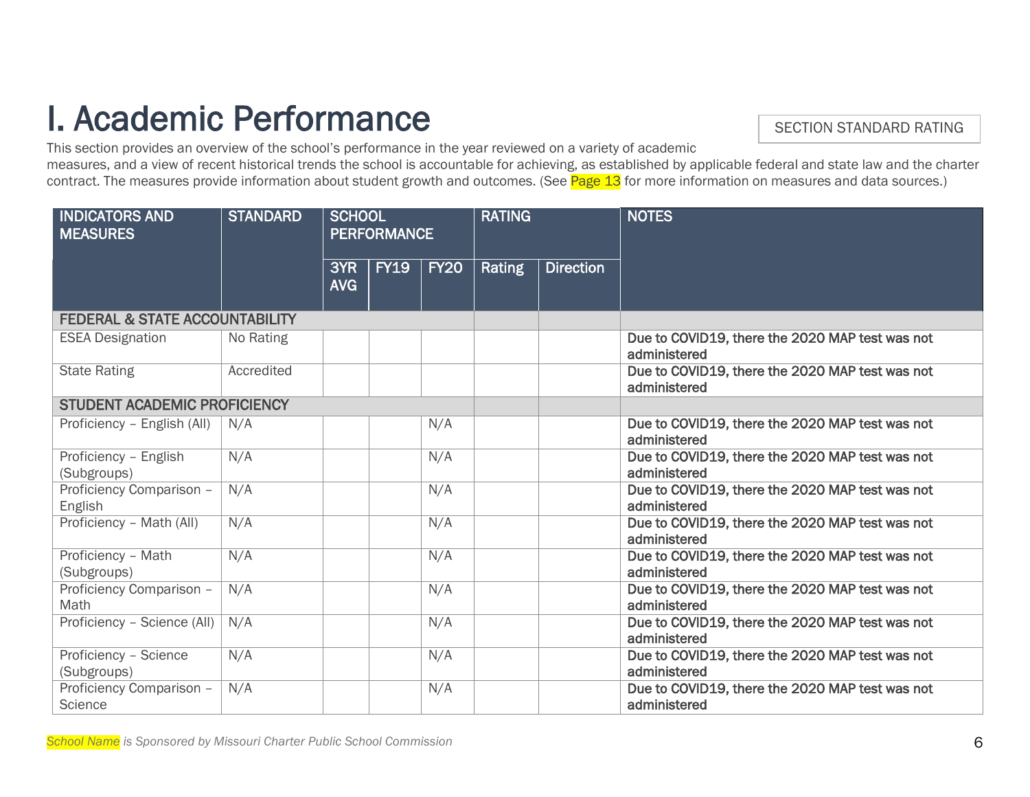# I. Academic Performance

SECTION STANDARD RATING

This section provides an overview of the school's performance in the year reviewed on a variety of academic measures, and a view of recent historical trends the school is accountable for achieving, as established by applicable federal and state law and the charter contract. The measures provide information about student growth and outcomes. (See Page 13 for more information on measures and data sources.)

| INDICATORS AND MEASURES | STANDARD | SCHOOL PERFORMANCE | | | RATING | | NOTES |
|---|---|---|---|---|---|---|---|
| | | 3YR AVG | FY19 | FY20 | Rating | Direction | |
| **FEDERAL & STATE ACCOUNTABILITY** | | | | | | | |
| ESEA Designation | No Rating | | | | | | Due to COVID19, there the 2020 MAP test was not administered |
| State Rating | Accredited | | | | | | Due to COVID19, there the 2020 MAP test was not administered |
| **STUDENT ACADEMIC PROFICIENCY** | | | | | | | |
| Proficiency – English (All) | N/A | | | N/A | | | Due to COVID19, there the 2020 MAP test was not administered |
| Proficiency – English (Subgroups) | N/A | | | N/A | | | Due to COVID19, there the 2020 MAP test was not administered |
| Proficiency Comparison – English | N/A | | | N/A | | | Due to COVID19, there the 2020 MAP test was not administered |
| Proficiency – Math (All) | N/A | | | N/A | | | Due to COVID19, there the 2020 MAP test was not administered |
| Proficiency – Math (Subgroups) | N/A | | | N/A | | | Due to COVID19, there the 2020 MAP test was not administered |
| Proficiency Comparison – Math | N/A | | | N/A | | | Due to COVID19, there the 2020 MAP test was not administered |
| Proficiency – Science (All) | N/A | | | N/A | | | Due to COVID19, there the 2020 MAP test was not administered |
| Proficiency – Science (Subgroups) | N/A | | | N/A | | | Due to COVID19, there the 2020 MAP test was not administered |
| Proficiency Comparison – Science | N/A | | | N/A | | | Due to COVID19, there the 2020 MAP test was not administered |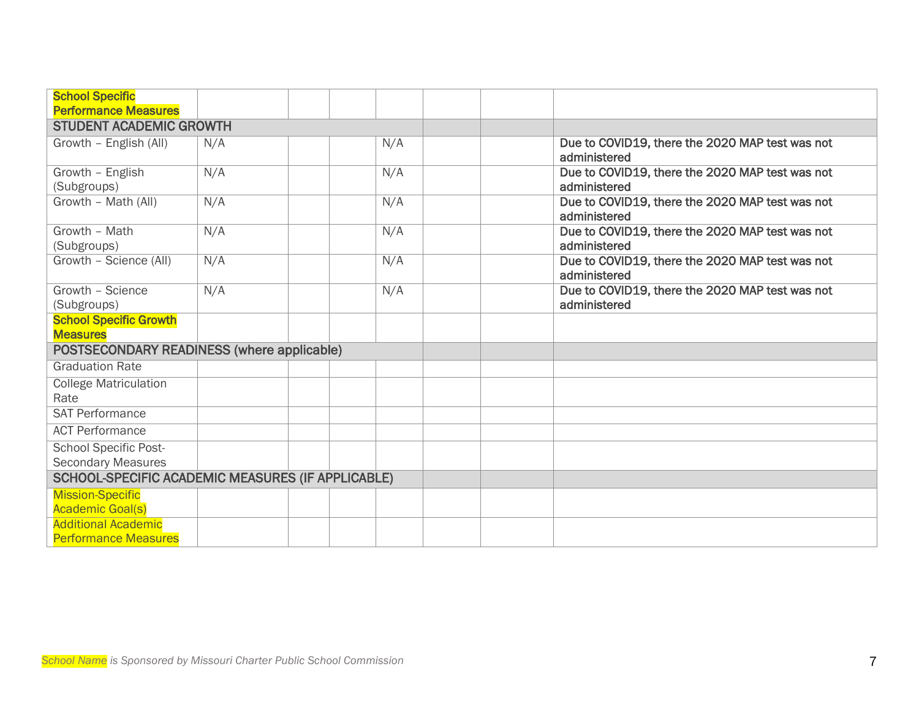| | | | | | | | |
|---|---|---|---|---|---|---|---|
| **School Specific Performance Measures** | | | | | | | |
| **STUDENT ACADEMIC GROWTH** | | | | | | | |
| Growth – English (All) | N/A | | | N/A | | | **Due to COVID19, there the 2020 MAP test was not administered** |
| Growth – English (Subgroups) | N/A | | | N/A | | | **Due to COVID19, there the 2020 MAP test was not administered** |
| Growth – Math (All) | N/A | | | N/A | | | **Due to COVID19, there the 2020 MAP test was not administered** |
| Growth – Math (Subgroups) | N/A | | | N/A | | | **Due to COVID19, there the 2020 MAP test was not administered** |
| Growth – Science (All) | N/A | | | N/A | | | **Due to COVID19, there the 2020 MAP test was not administered** |
| Growth – Science (Subgroups) | N/A | | | N/A | | | **Due to COVID19, there the 2020 MAP test was not administered** |
| **School Specific Growth Measures** | | | | | | | |
| **POSTSECONDARY READINESS (where applicable)** | | | | | | | |
| Graduation Rate | | | | | | | |
| College Matriculation Rate | | | | | | | |
| SAT Performance | | | | | | | |
| ACT Performance | | | | | | | |
| School Specific Post-Secondary Measures | | | | | | | |
| **SCHOOL-SPECIFIC ACADEMIC MEASURES (IF APPLICABLE)** | | | | | | | |
| Mission-Specific Academic Goal(s) | | | | | | | |
| Additional Academic Performance Measures | | | | | | | |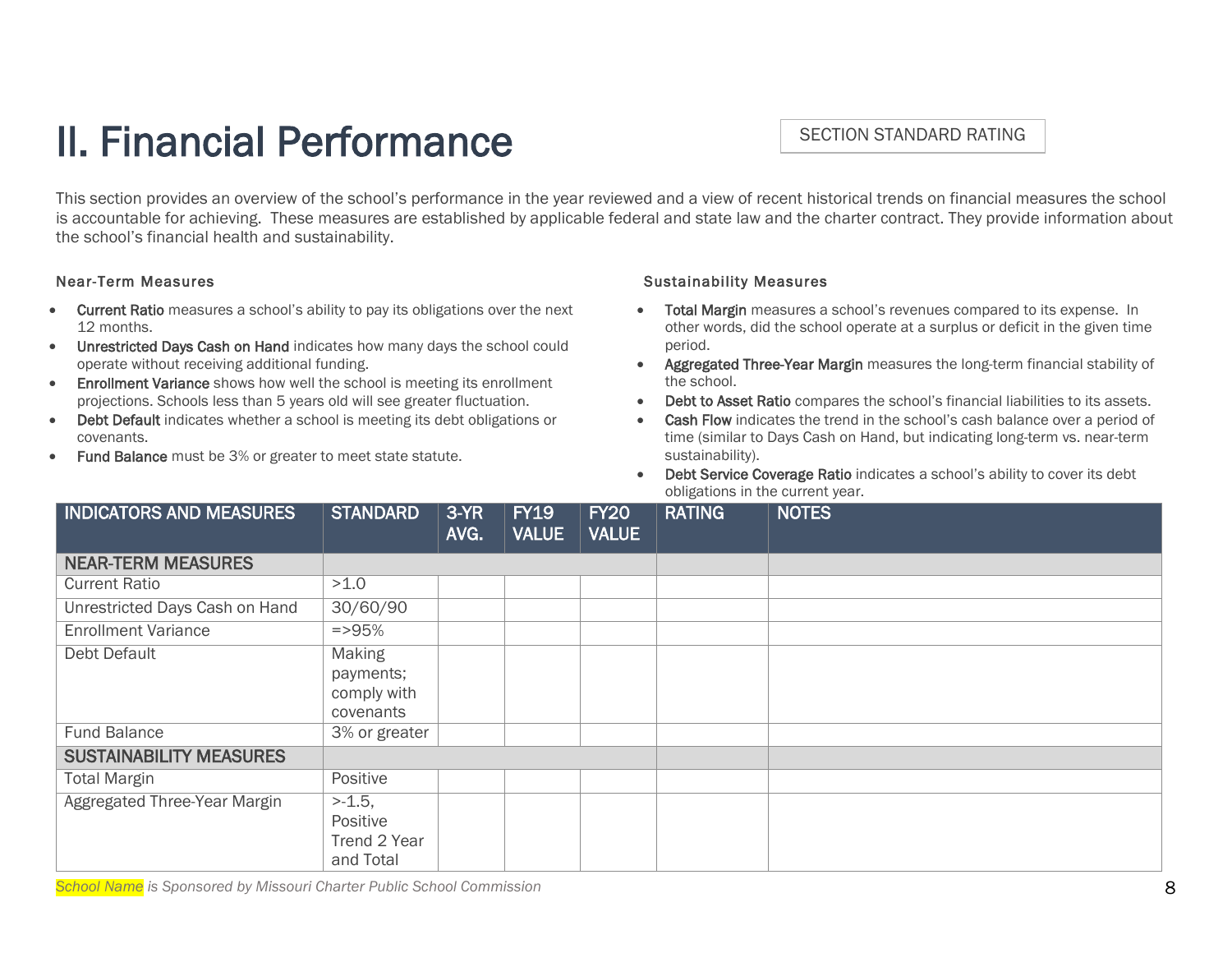# II. Financial Performance

SECTION STANDARD RATING

This section provides an overview of the school's performance in the year reviewed and a view of recent historical trends on financial measures the school is accountable for achieving. These measures are established by applicable federal and state law and the charter contract. They provide information about the school's financial health and sustainability.

#### Near-Term Measures

- **Current Ratio** measures a school's ability to pay its obligations over the next 12 months.
- **Unrestricted Days Cash on Hand** indicates how many days the school could operate without receiving additional funding.
- **Enrollment Variance** shows how well the school is meeting its enrollment projections. Schools less than 5 years old will see greater fluctuation.
- **Debt Default** indicates whether a school is meeting its debt obligations or covenants.
- **Fund Balance** must be 3% or greater to meet state statute.

#### Sustainability Measures

- **Total Margin** measures a school's revenues compared to its expense. In other words, did the school operate at a surplus or deficit in the given time period.
- **Aggregated Three-Year Margin** measures the long-term financial stability of the school.
- **Debt to Asset Ratio** compares the school's financial liabilities to its assets.
- **Cash Flow** indicates the trend in the school's cash balance over a period of time (similar to Days Cash on Hand, but indicating long-term vs. near-term sustainability).
- **Debt Service Coverage Ratio** indicates a school's ability to cover its debt obligations in the current year.

| INDICATORS AND MEASURES | STANDARD | 3-YR AVG. | FY19 VALUE | FY20 VALUE | RATING | NOTES |
|---|---|---|---|---|---|---|
| **NEAR-TERM MEASURES** | | | | | | |
| Current Ratio | >1.0 | | | | | |
| Unrestricted Days Cash on Hand | 30/60/90 | | | | | |
| Enrollment Variance | =>95% | | | | | |
| Debt Default | Making payments; comply with covenants | | | | | |
| Fund Balance | 3% or greater | | | | | |
| **SUSTAINABILITY MEASURES** | | | | | | |
| Total Margin | Positive | | | | | |
| Aggregated Three-Year Margin | >-1.5, Positive Trend 2 Year and Total | | | | | |

*School Name is Sponsored by Missouri Charter Public School Commission*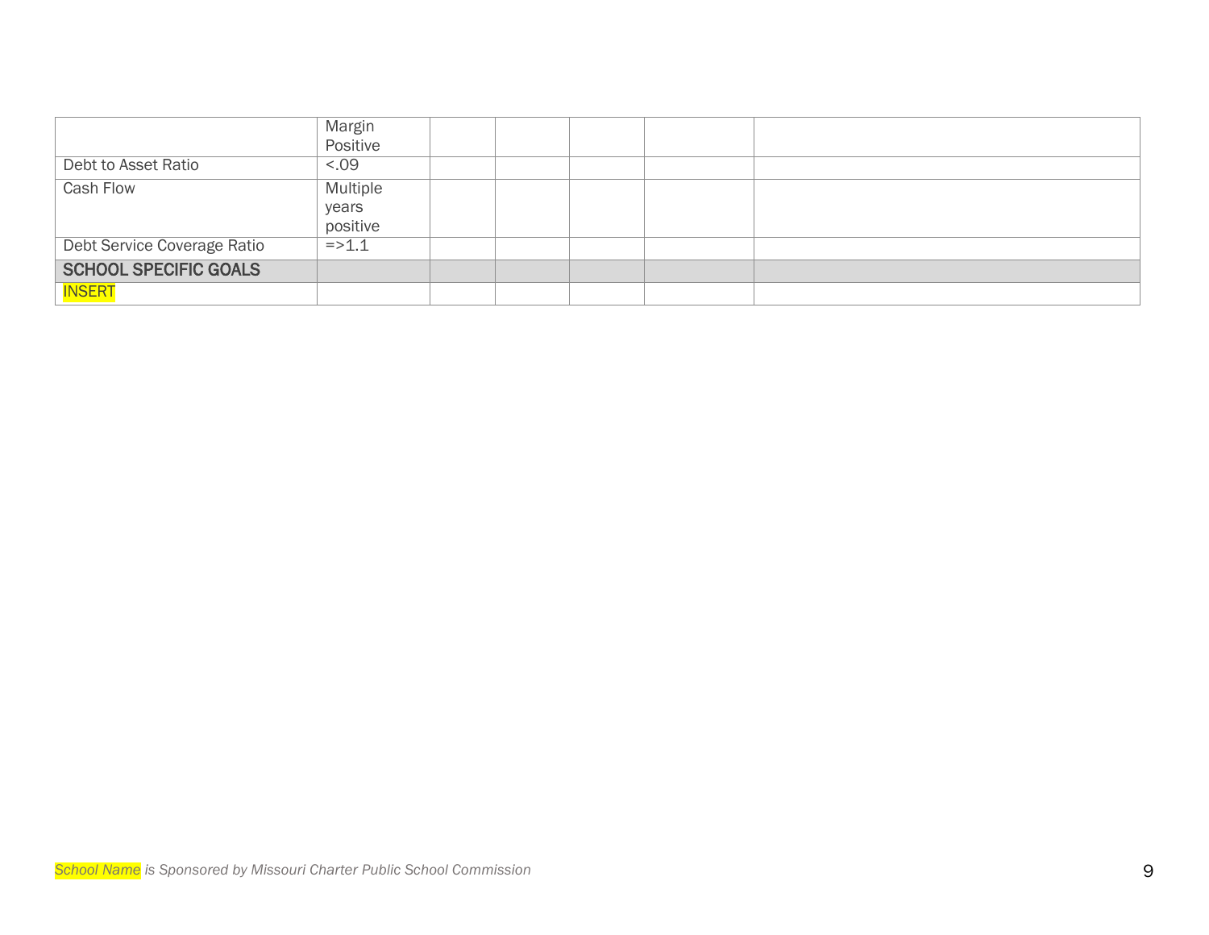| | | | | | | |
|---|---|---|---|---|---|---|
| | Margin Positive | | | | | |
| Debt to Asset Ratio | <.09 | | | | | |
| Cash Flow | Multiple years positive | | | | | |
| Debt Service Coverage Ratio | =>1.1 | | | | | |
| **SCHOOL SPECIFIC GOALS** | | | | | | |
| INSERT | | | | | | |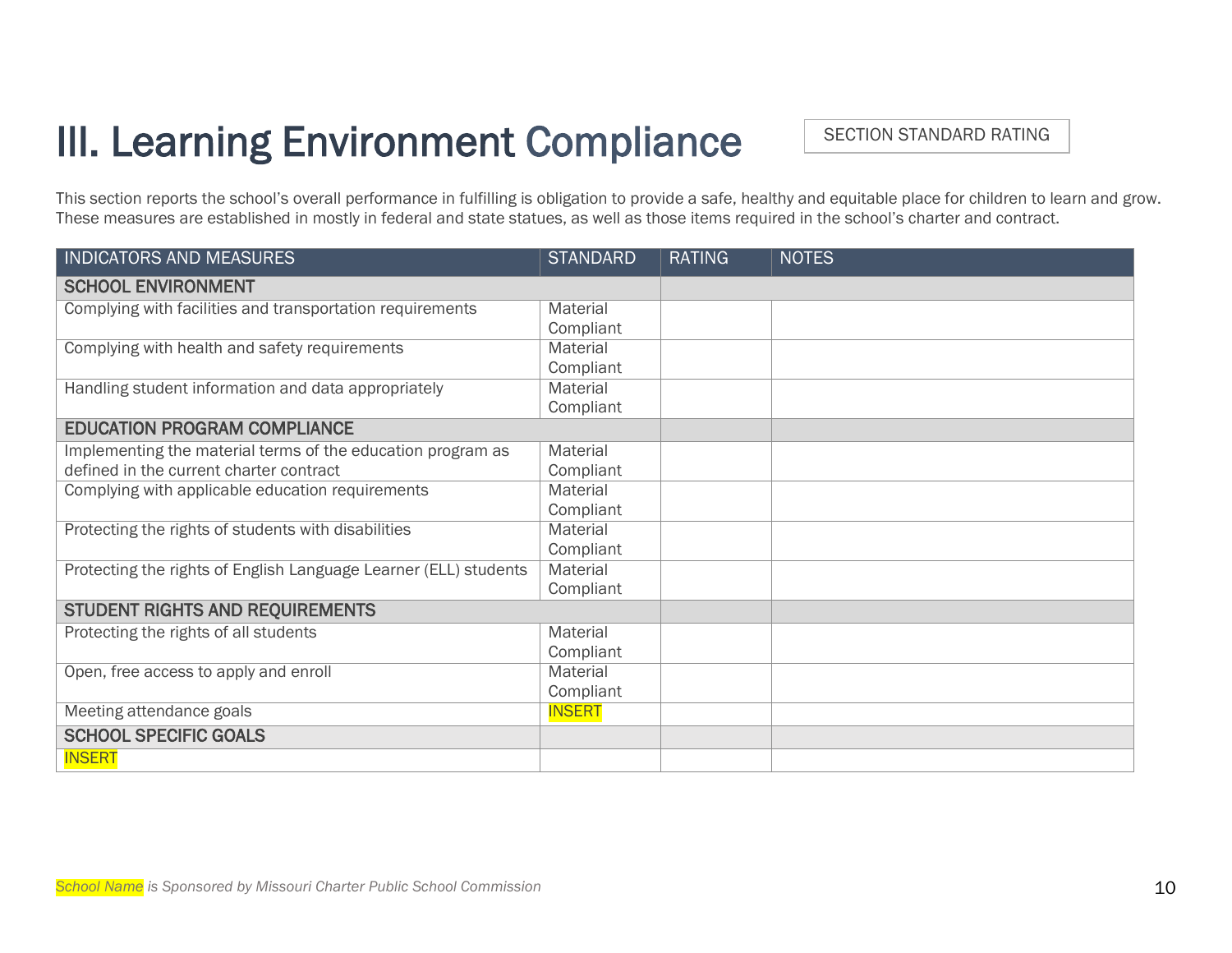# III. Learning Environment Compliance

SECTION STANDARD RATING

This section reports the school's overall performance in fulfilling is obligation to provide a safe, healthy and equitable place for children to learn and grow. These measures are established in mostly in federal and state statues, as well as those items required in the school's charter and contract.

| INDICATORS AND MEASURES | STANDARD | RATING | NOTES |
|---|---|---|---|
| **SCHOOL ENVIRONMENT** | | | |
| Complying with facilities and transportation requirements | Material Compliant | | |
| Complying with health and safety requirements | Material Compliant | | |
| Handling student information and data appropriately | Material Compliant | | |
| **EDUCATION PROGRAM COMPLIANCE** | | | |
| Implementing the material terms of the education program as defined in the current charter contract | Material Compliant | | |
| Complying with applicable education requirements | Material Compliant | | |
| Protecting the rights of students with disabilities | Material Compliant | | |
| Protecting the rights of English Language Learner (ELL) students | Material Compliant | | |
| **STUDENT RIGHTS AND REQUIREMENTS** | | | |
| Protecting the rights of all students | Material Compliant | | |
| Open, free access to apply and enroll | Material Compliant | | |
| Meeting attendance goals | INSERT | | |
| **SCHOOL SPECIFIC GOALS** | | | |
| INSERT | | | |

*School Name is Sponsored by Missouri Charter Public School Commission*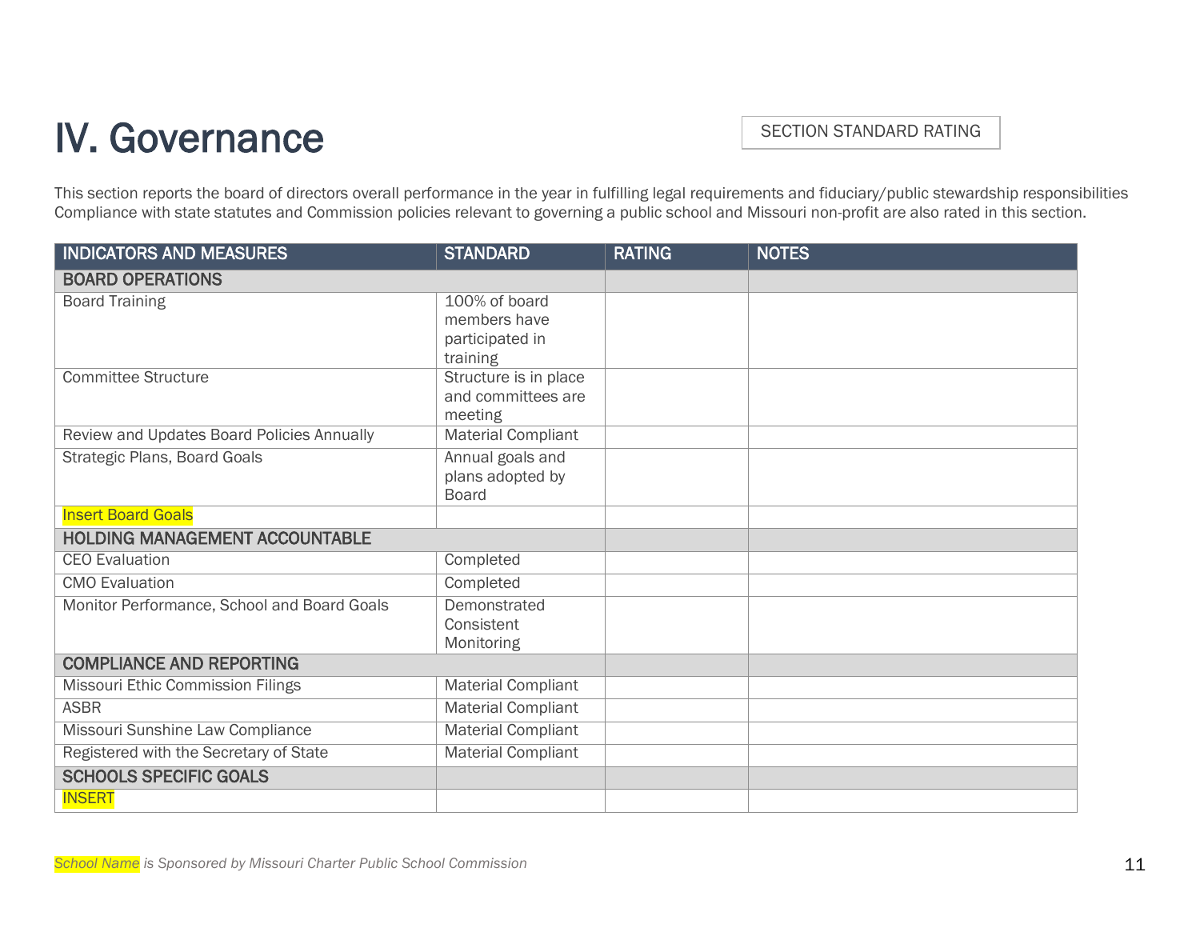# IV. Governance

SECTION STANDARD RATING

This section reports the board of directors overall performance in the year in fulfilling legal requirements and fiduciary/public stewardship responsibilities Compliance with state statutes and Commission policies relevant to governing a public school and Missouri non-profit are also rated in this section.

| INDICATORS AND MEASURES | STANDARD | RATING | NOTES |
|---|---|---|---|
| **BOARD OPERATIONS** | | | |
| Board Training | 100% of board members have participated in training | | |
| Committee Structure | Structure is in place and committees are meeting | | |
| Review and Updates Board Policies Annually | Material Compliant | | |
| Strategic Plans, Board Goals | Annual goals and plans adopted by Board | | |
| Insert Board Goals | | | |
| **HOLDING MANAGEMENT ACCOUNTABLE** | | | |
| CEO Evaluation | Completed | | |
| CMO Evaluation | Completed | | |
| Monitor Performance, School and Board Goals | Demonstrated Consistent Monitoring | | |
| **COMPLIANCE AND REPORTING** | | | |
| Missouri Ethic Commission Filings | Material Compliant | | |
| ASBR | Material Compliant | | |
| Missouri Sunshine Law Compliance | Material Compliant | | |
| Registered with the Secretary of State | Material Compliant | | |
| **SCHOOLS SPECIFIC GOALS** | | | |
| INSERT | | | |

*School Name is Sponsored by Missouri Charter Public School Commission*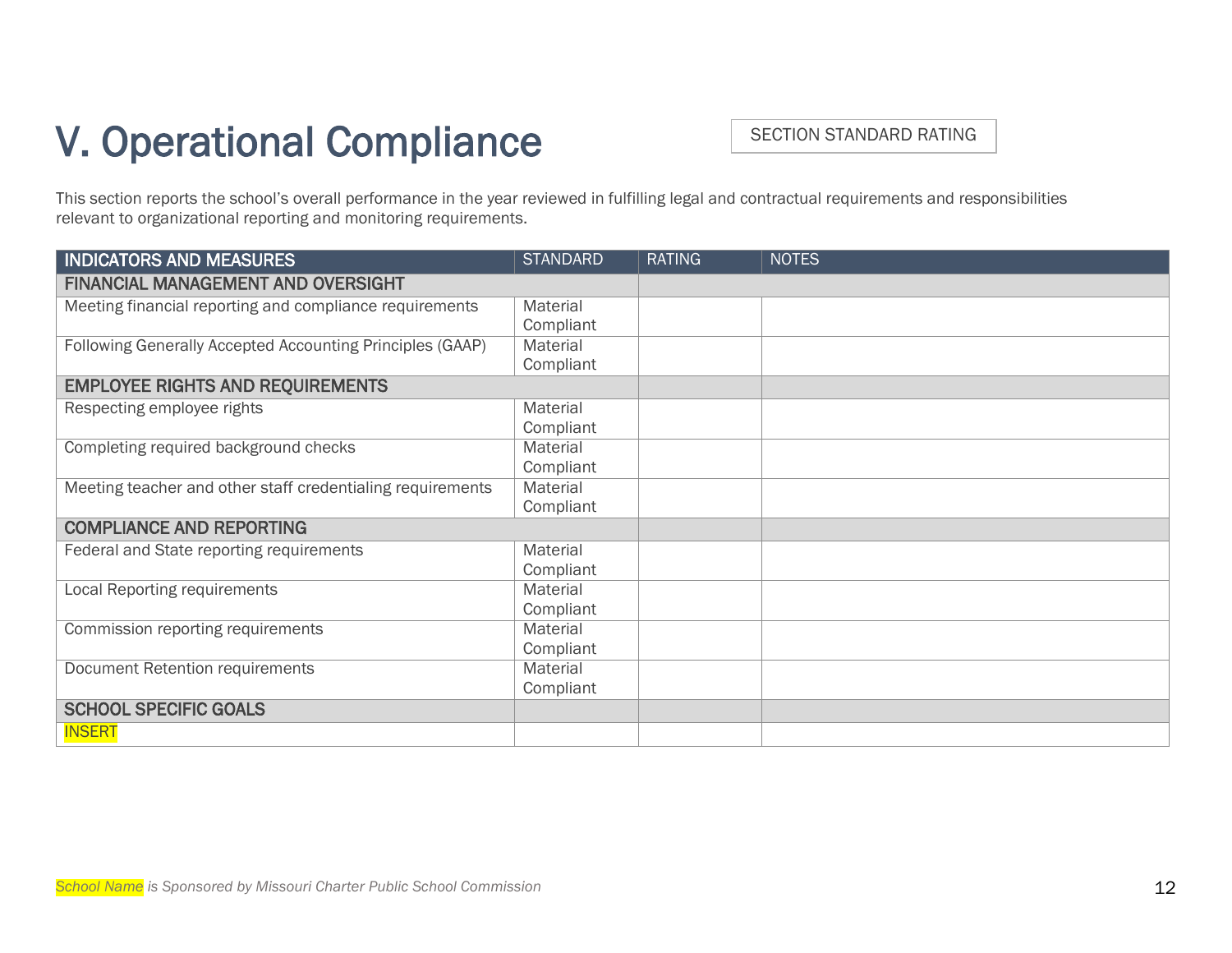# V. Operational Compliance

SECTION STANDARD RATING

This section reports the school's overall performance in the year reviewed in fulfilling legal and contractual requirements and responsibilities relevant to organizational reporting and monitoring requirements.

| INDICATORS AND MEASURES | STANDARD | RATING | NOTES |
|---|---|---|---|
| **FINANCIAL MANAGEMENT AND OVERSIGHT** | | | |
| Meeting financial reporting and compliance requirements | Material Compliant | | |
| Following Generally Accepted Accounting Principles (GAAP) | Material Compliant | | |
| **EMPLOYEE RIGHTS AND REQUIREMENTS** | | | |
| Respecting employee rights | Material Compliant | | |
| Completing required background checks | Material Compliant | | |
| Meeting teacher and other staff credentialing requirements | Material Compliant | | |
| **COMPLIANCE AND REPORTING** | | | |
| Federal and State reporting requirements | Material Compliant | | |
| Local Reporting requirements | Material Compliant | | |
| Commission reporting requirements | Material Compliant | | |
| Document Retention requirements | Material Compliant | | |
| **SCHOOL SPECIFIC GOALS** | | | |
| INSERT | | | |

*School Name is Sponsored by Missouri Charter Public School Commission*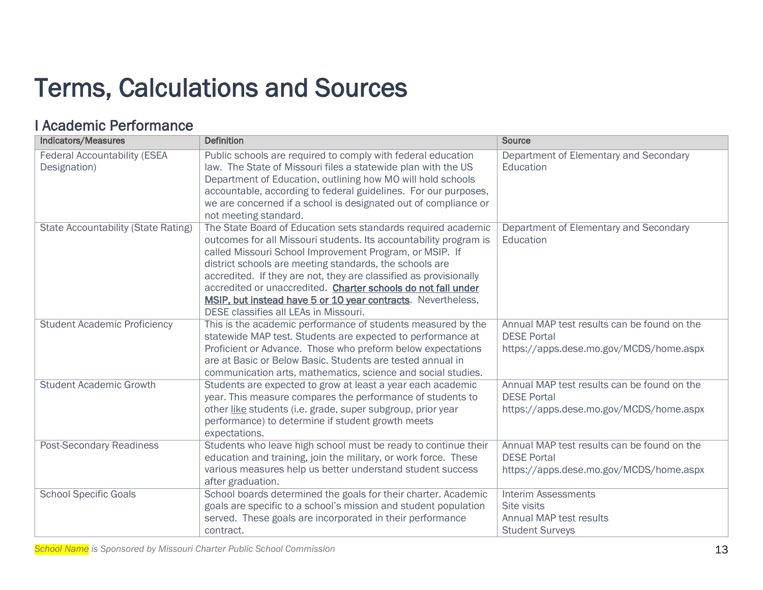# Terms, Calculations and Sources

## I Academic Performance

| Indicators/Measures | Definition | Source |
|---|---|---|
| Federal Accountability (ESEA Designation) | Public schools are required to comply with federal education law. The State of Missouri files a statewide plan with the US Department of Education, outlining how MO will hold schools accountable, according to federal guidelines. For our purposes, we are concerned if a school is designated out of compliance or not meeting standard. | Department of Elementary and Secondary Education |
| State Accountability (State Rating) | The State Board of Education sets standards required academic outcomes for all Missouri students. Its accountability program is called Missouri School Improvement Program, or MSIP. If district schools are meeting standards, the schools are accredited. If they are not, they are classified as provisionally accredited or unaccredited. **Charter schools do not fall under MSIP, but instead have 5 or 10 year contracts**. Nevertheless, DESE classifies all LEAs in Missouri. | Department of Elementary and Secondary Education |
| Student Academic Proficiency | This is the academic performance of students measured by the statewide MAP test. Students are expected to performance at Proficient or Advance. Those who preform below expectations are at Basic or Below Basic. Students are tested annual in communication arts, mathematics, science and social studies. | Annual MAP test results can be found on the DESE Portal https://apps.dese.mo.gov/MCDS/home.aspx |
| Student Academic Growth | Students are expected to grow at least a year each academic year. This measure compares the performance of students to other like students (i.e. grade, super subgroup, prior year performance) to determine if student growth meets expectations. | Annual MAP test results can be found on the DESE Portal https://apps.dese.mo.gov/MCDS/home.aspx |
| Post-Secondary Readiness | Students who leave high school must be ready to continue their education and training, join the military, or work force. These various measures help us better understand student success after graduation. | Annual MAP test results can be found on the DESE Portal https://apps.dese.mo.gov/MCDS/home.aspx |
| School Specific Goals | School boards determined the goals for their charter. Academic goals are specific to a school's mission and student population served. These goals are incorporated in their performance contract. | Interim Assessments<br>Site visits<br>Annual MAP test results<br>Student Surveys |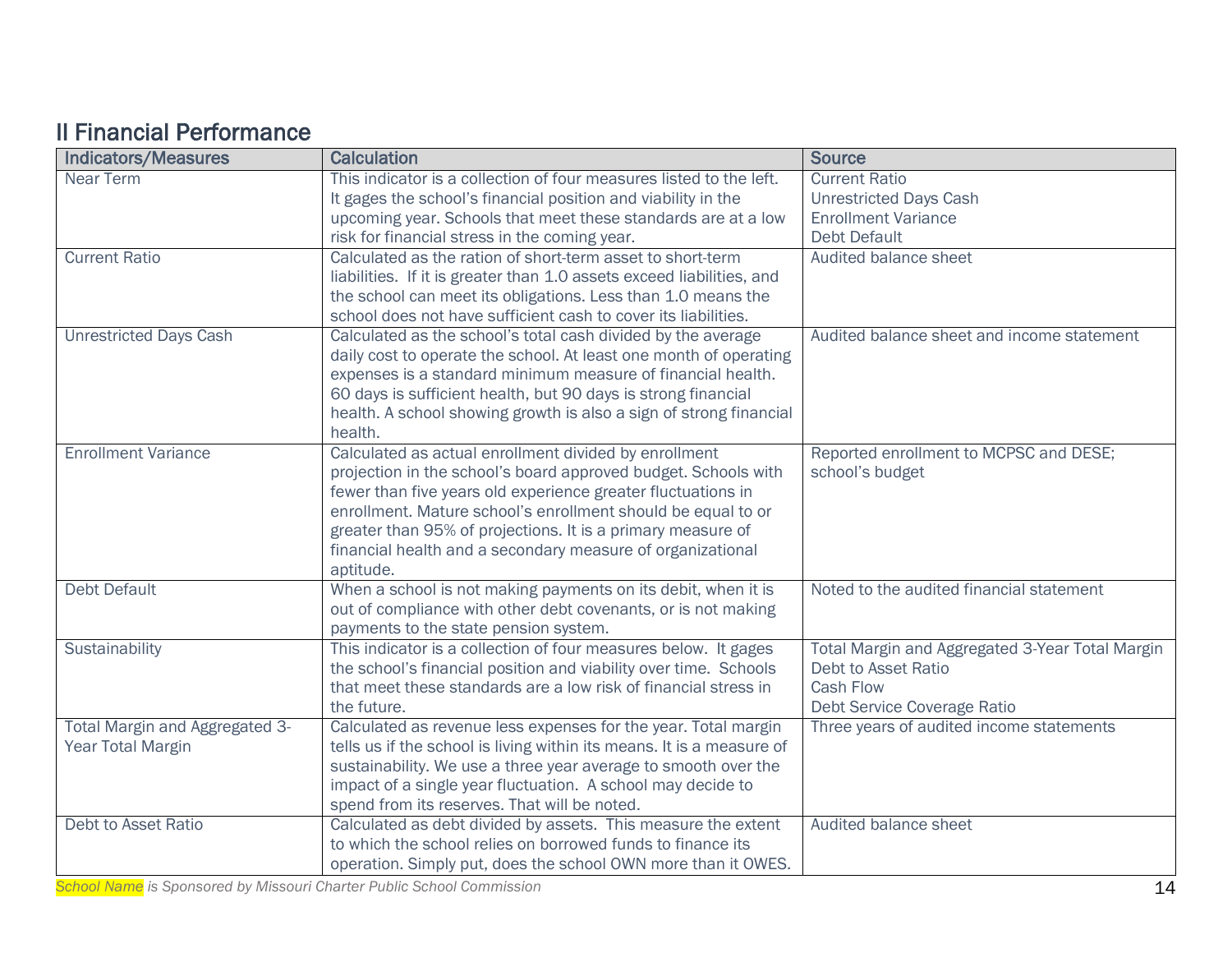## II Financial Performance

| Indicators/Measures | Calculation | Source |
|---|---|---|
| Near Term | This indicator is a collection of four measures listed to the left. It gages the school's financial position and viability in the upcoming year. Schools that meet these standards are at a low risk for financial stress in the coming year. | Current Ratio<br>Unrestricted Days Cash<br>Enrollment Variance<br>Debt Default |
| Current Ratio | Calculated as the ration of short-term asset to short-term liabilities. If it is greater than 1.0 assets exceed liabilities, and the school can meet its obligations. Less than 1.0 means the school does not have sufficient cash to cover its liabilities. | Audited balance sheet |
| Unrestricted Days Cash | Calculated as the school's total cash divided by the average daily cost to operate the school. At least one month of operating expenses is a standard minimum measure of financial health. 60 days is sufficient health, but 90 days is strong financial health. A school showing growth is also a sign of strong financial health. | Audited balance sheet and income statement |
| Enrollment Variance | Calculated as actual enrollment divided by enrollment projection in the school's board approved budget. Schools with fewer than five years old experience greater fluctuations in enrollment. Mature school's enrollment should be equal to or greater than 95% of projections. It is a primary measure of financial health and a secondary measure of organizational aptitude. | Reported enrollment to MCPSC and DESE; school's budget |
| Debt Default | When a school is not making payments on its debit, when it is out of compliance with other debt covenants, or is not making payments to the state pension system. | Noted to the audited financial statement |
| Sustainability | This indicator is a collection of four measures below. It gages the school's financial position and viability over time. Schools that meet these standards are a low risk of financial stress in the future. | Total Margin and Aggregated 3-Year Total Margin<br>Debt to Asset Ratio<br>Cash Flow<br>Debt Service Coverage Ratio |
| Total Margin and Aggregated 3-Year Total Margin | Calculated as revenue less expenses for the year. Total margin tells us if the school is living within its means. It is a measure of sustainability. We use a three year average to smooth over the impact of a single year fluctuation. A school may decide to spend from its reserves. That will be noted. | Three years of audited income statements |
| Debt to Asset Ratio | Calculated as debt divided by assets. This measure the extent to which the school relies on borrowed funds to finance its operation. Simply put, does the school OWN more than it OWES. | Audited balance sheet |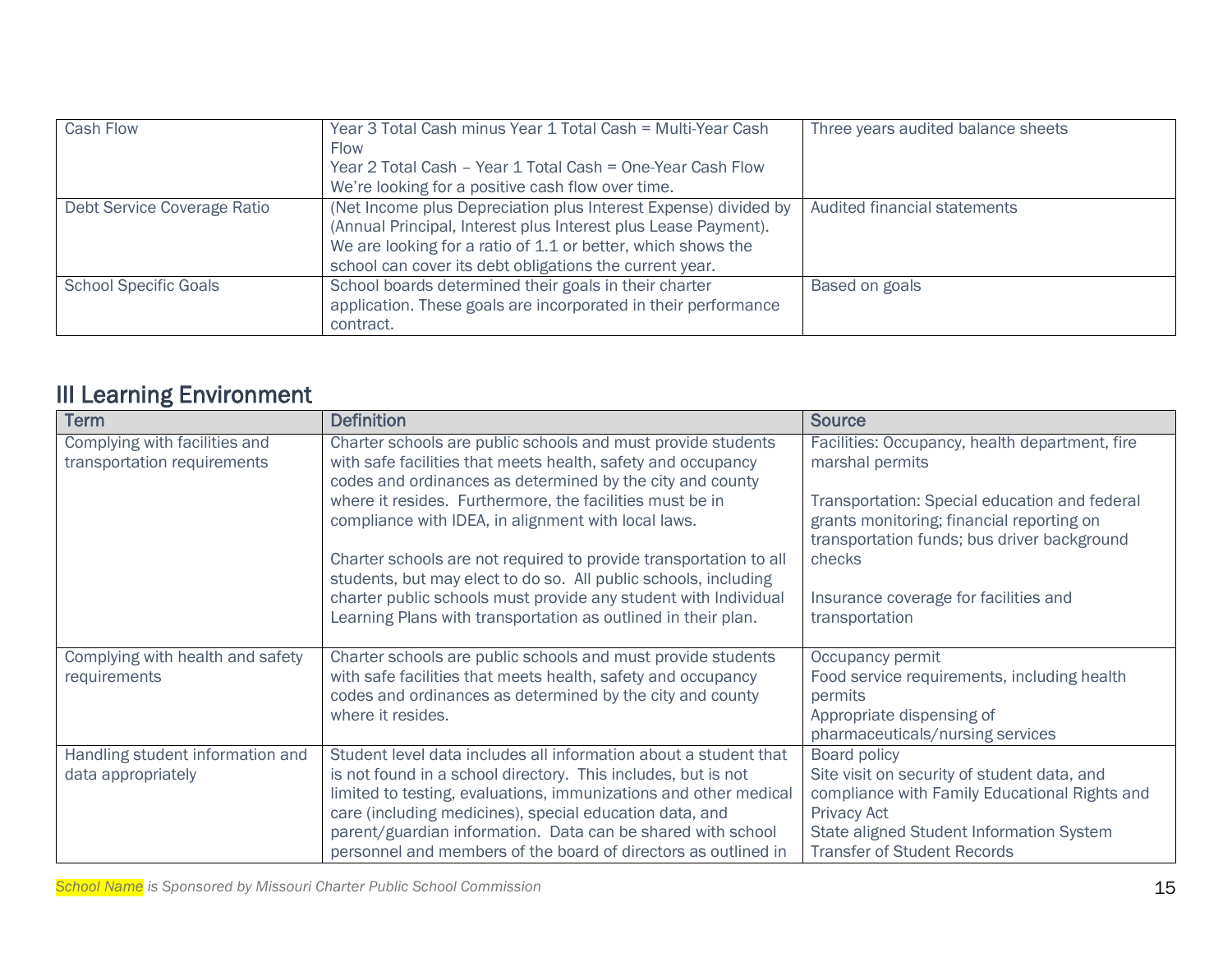| | | |
|---|---|---|
| Cash Flow | Year 3 Total Cash minus Year 1 Total Cash = Multi-Year Cash Flow<br>Year 2 Total Cash – Year 1 Total Cash = One-Year Cash Flow<br>We're looking for a positive cash flow over time. | Three years audited balance sheets |
| Debt Service Coverage Ratio | (Net Income plus Depreciation plus Interest Expense) divided by (Annual Principal, Interest plus Interest plus Lease Payment). We are looking for a ratio of 1.1 or better, which shows the school can cover its debt obligations the current year. | Audited financial statements |
| School Specific Goals | School boards determined their goals in their charter application. These goals are incorporated in their performance contract. | Based on goals |

## III Learning Environment

| Term | Definition | Source |
|---|---|---|
| Complying with facilities and transportation requirements | Charter schools are public schools and must provide students with safe facilities that meets health, safety and occupancy codes and ordinances as determined by the city and county where it resides. Furthermore, the facilities must be in compliance with IDEA, in alignment with local laws.<br><br>Charter schools are not required to provide transportation to all students, but may elect to do so. All public schools, including charter public schools must provide any student with Individual Learning Plans with transportation as outlined in their plan. | Facilities: Occupancy, health department, fire marshal permits<br><br>Transportation: Special education and federal grants monitoring; financial reporting on transportation funds; bus driver background checks<br><br>Insurance coverage for facilities and transportation |
| Complying with health and safety requirements | Charter schools are public schools and must provide students with safe facilities that meets health, safety and occupancy codes and ordinances as determined by the city and county where it resides. | Occupancy permit<br>Food service requirements, including health permits<br>Appropriate dispensing of pharmaceuticals/nursing services |
| Handling student information and data appropriately | Student level data includes all information about a student that is not found in a school directory. This includes, but is not limited to testing, evaluations, immunizations and other medical care (including medicines), special education data, and parent/guardian information. Data can be shared with school personnel and members of the board of directors as outlined in | Board policy<br>Site visit on security of student data, and compliance with Family Educational Rights and Privacy Act<br>State aligned Student Information System<br>Transfer of Student Records |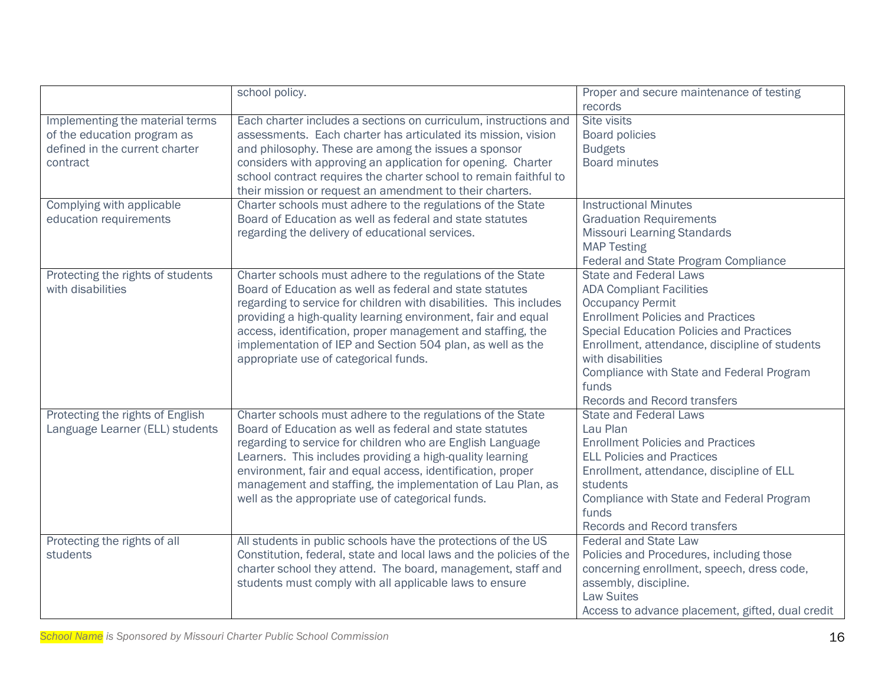| | | |
|---|---|---|
| | school policy. | Proper and secure maintenance of testing records |
| Implementing the material terms of the education program as defined in the current charter contract | Each charter includes a sections on curriculum, instructions and assessments. Each charter has articulated its mission, vision and philosophy. These are among the issues a sponsor considers with approving an application for opening. Charter school contract requires the charter school to remain faithful to their mission or request an amendment to their charters. | Site visits<br>Board policies<br>Budgets<br>Board minutes |
| Complying with applicable education requirements | Charter schools must adhere to the regulations of the State Board of Education as well as federal and state statutes regarding the delivery of educational services. | Instructional Minutes<br>Graduation Requirements<br>Missouri Learning Standards<br>MAP Testing<br>Federal and State Program Compliance |
| Protecting the rights of students with disabilities | Charter schools must adhere to the regulations of the State Board of Education as well as federal and state statutes regarding to service for children with disabilities. This includes providing a high-quality learning environment, fair and equal access, identification, proper management and staffing, the implementation of IEP and Section 504 plan, as well as the appropriate use of categorical funds. | State and Federal Laws<br>ADA Compliant Facilities<br>Occupancy Permit<br>Enrollment Policies and Practices<br>Special Education Policies and Practices<br>Enrollment, attendance, discipline of students with disabilities<br>Compliance with State and Federal Program funds<br>Records and Record transfers |
| Protecting the rights of English Language Learner (ELL) students | Charter schools must adhere to the regulations of the State Board of Education as well as federal and state statutes regarding to service for children who are English Language Learners. This includes providing a high-quality learning environment, fair and equal access, identification, proper management and staffing, the implementation of Lau Plan, as well as the appropriate use of categorical funds. | State and Federal Laws<br>Lau Plan<br>Enrollment Policies and Practices<br>ELL Policies and Practices<br>Enrollment, attendance, discipline of ELL students<br>Compliance with State and Federal Program funds<br>Records and Record transfers |
| Protecting the rights of all students | All students in public schools have the protections of the US Constitution, federal, state and local laws and the policies of the charter school they attend. The board, management, staff and students must comply with all applicable laws to ensure | Federal and State Law<br>Policies and Procedures, including those concerning enrollment, speech, dress code, assembly, discipline.<br>Law Suites<br>Access to advance placement, gifted, dual credit |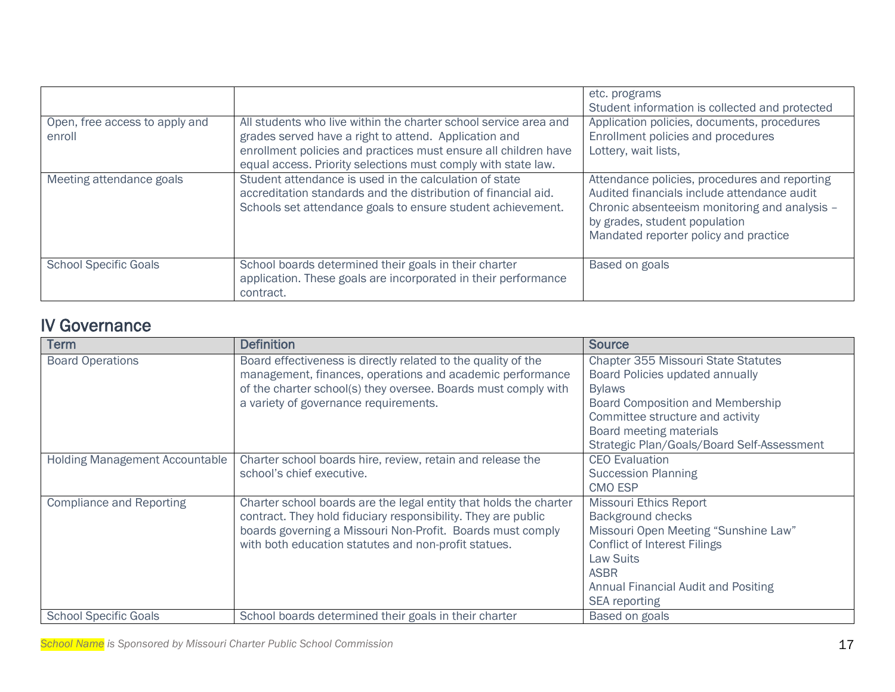| | | |
|---|---|---|
| | | etc. programs<br>Student information is collected and protected |
| Open, free access to apply and enroll | All students who live within the charter school service area and grades served have a right to attend. Application and enrollment policies and practices must ensure all children have equal access. Priority selections must comply with state law. | Application policies, documents, procedures<br>Enrollment policies and procedures<br>Lottery, wait lists, |
| Meeting attendance goals | Student attendance is used in the calculation of state accreditation standards and the distribution of financial aid. Schools set attendance goals to ensure student achievement. | Attendance policies, procedures and reporting<br>Audited financials include attendance audit<br>Chronic absenteeism monitoring and analysis – by grades, student population<br>Mandated reporter policy and practice |
| School Specific Goals | School boards determined their goals in their charter application. These goals are incorporated in their performance contract. | Based on goals |

## IV Governance

| Term | Definition | Source |
|---|---|---|
| Board Operations | Board effectiveness is directly related to the quality of the management, finances, operations and academic performance of the charter school(s) they oversee. Boards must comply with a variety of governance requirements. | Chapter 355 Missouri State Statutes<br>Board Policies updated annually<br>Bylaws<br>Board Composition and Membership<br>Committee structure and activity<br>Board meeting materials<br>Strategic Plan/Goals/Board Self-Assessment |
| Holding Management Accountable | Charter school boards hire, review, retain and release the school's chief executive. | CEO Evaluation<br>Succession Planning<br>CMO ESP |
| Compliance and Reporting | Charter school boards are the legal entity that holds the charter contract. They hold fiduciary responsibility. They are public boards governing a Missouri Non-Profit. Boards must comply with both education statutes and non-profit statues. | Missouri Ethics Report<br>Background checks<br>Missouri Open Meeting "Sunshine Law"<br>Conflict of Interest Filings<br>Law Suits<br>ASBR<br>Annual Financial Audit and Positing<br>SEA reporting |
| School Specific Goals | School boards determined their goals in their charter | Based on goals |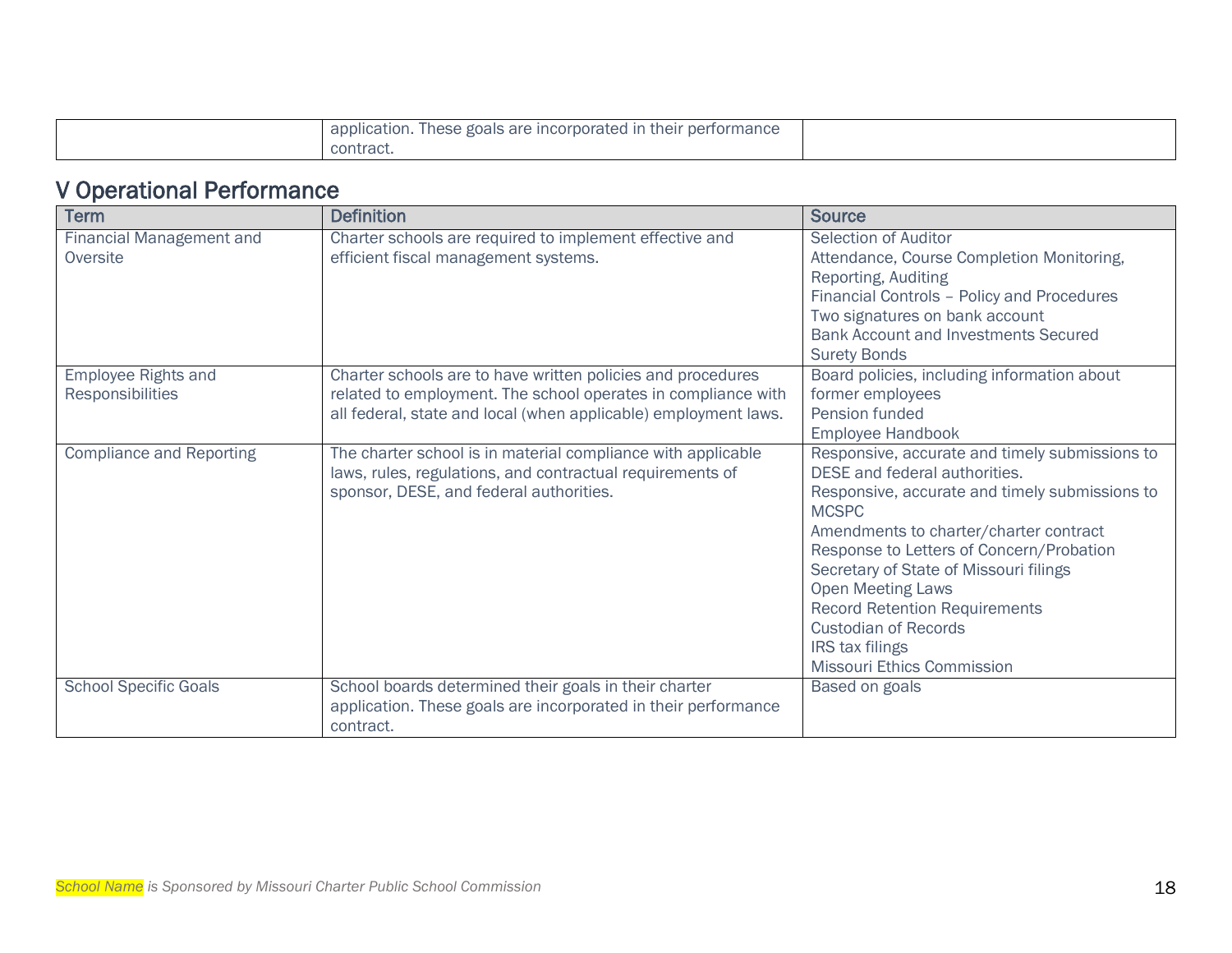| | | |
|---|---|---|
| | application. These goals are incorporated in their performance contract. | |

## V Operational Performance

| Term | Definition | Source |
|---|---|---|
| Financial Management and Oversite | Charter schools are required to implement effective and efficient fiscal management systems. | Selection of Auditor<br>Attendance, Course Completion Monitoring, Reporting, Auditing<br>Financial Controls – Policy and Procedures<br>Two signatures on bank account<br>Bank Account and Investments Secured<br>Surety Bonds |
| Employee Rights and Responsibilities | Charter schools are to have written policies and procedures related to employment. The school operates in compliance with all federal, state and local (when applicable) employment laws. | Board policies, including information about former employees<br>Pension funded<br>Employee Handbook |
| Compliance and Reporting | The charter school is in material compliance with applicable laws, rules, regulations, and contractual requirements of sponsor, DESE, and federal authorities. | Responsive, accurate and timely submissions to DESE and federal authorities.<br>Responsive, accurate and timely submissions to MCSPC<br>Amendments to charter/charter contract<br>Response to Letters of Concern/Probation<br>Secretary of State of Missouri filings<br>Open Meeting Laws<br>Record Retention Requirements<br>Custodian of Records<br>IRS tax filings<br>Missouri Ethics Commission |
| School Specific Goals | School boards determined their goals in their charter application. These goals are incorporated in their performance contract. | Based on goals |